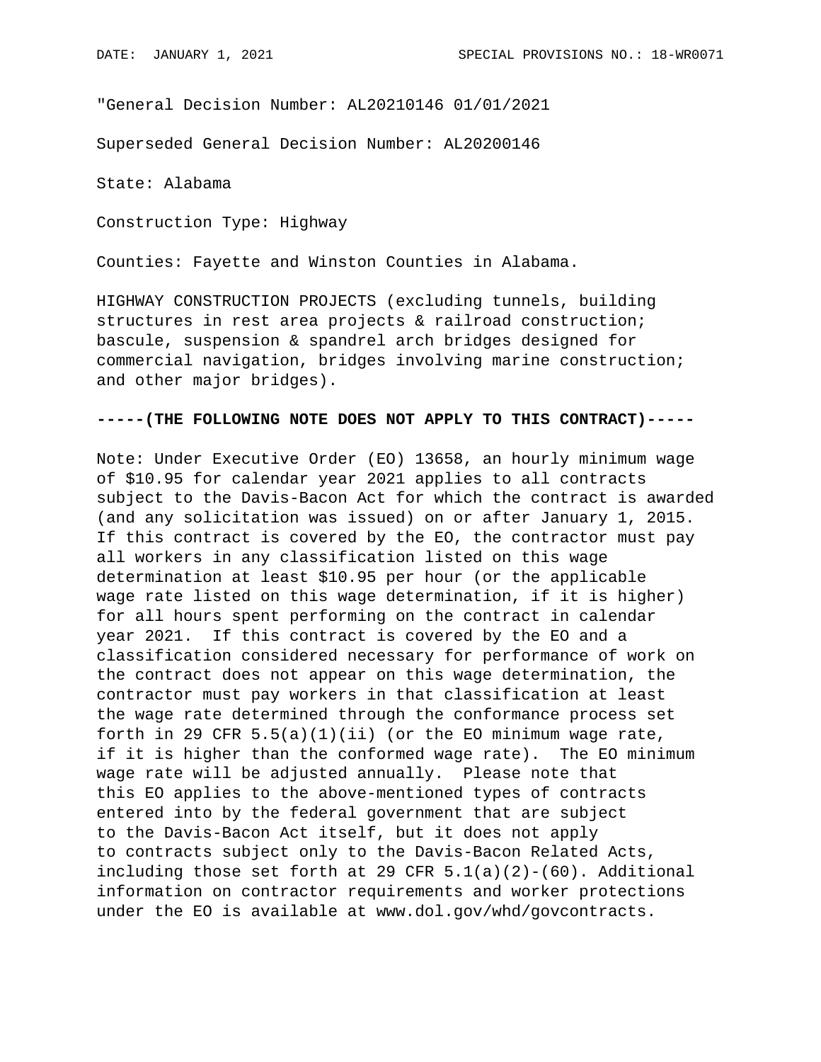"General Decision Number: AL20210146 01/01/2021

Superseded General Decision Number: AL20200146

State: Alabama

Construction Type: Highway

Counties: Fayette and Winston Counties in Alabama.

HIGHWAY CONSTRUCTION PROJECTS (excluding tunnels, building structures in rest area projects & railroad construction; bascule, suspension & spandrel arch bridges designed for commercial navigation, bridges involving marine construction; and other major bridges).

**-----(THE FOLLOWING NOTE DOES NOT APPLY TO THIS CONTRACT)-----**

Note: Under Executive Order (EO) 13658, an hourly minimum wage of $10.95 for calendar year 2021 applies to all contracts subject to the Davis-Bacon Act for which the contract is awarded (and any solicitation was issued) on or after January 1, 2015. If this contract is covered by the EO, the contractor must pay all workers in any classification listed on this wage determination at least $10.95 per hour (or the applicable wage rate listed on this wage determination, if it is higher) for all hours spent performing on the contract in calendar year 2021. If this contract is covered by the EO and a classification considered necessary for performance of work on the contract does not appear on this wage determination, the contractor must pay workers in that classification at least the wage rate determined through the conformance process set forth in 29 CFR 5.5(a)(1)(ii) (or the EO minimum wage rate, if it is higher than the conformed wage rate). The EO minimum wage rate will be adjusted annually. Please note that this EO applies to the above-mentioned types of contracts entered into by the federal government that are subject to the Davis-Bacon Act itself, but it does not apply to contracts subject only to the Davis-Bacon Related Acts, including those set forth at 29 CFR 5.1(a)(2)-(60). Additional information on contractor requirements and worker protections under the EO is available at www.dol.gov/whd/govcontracts.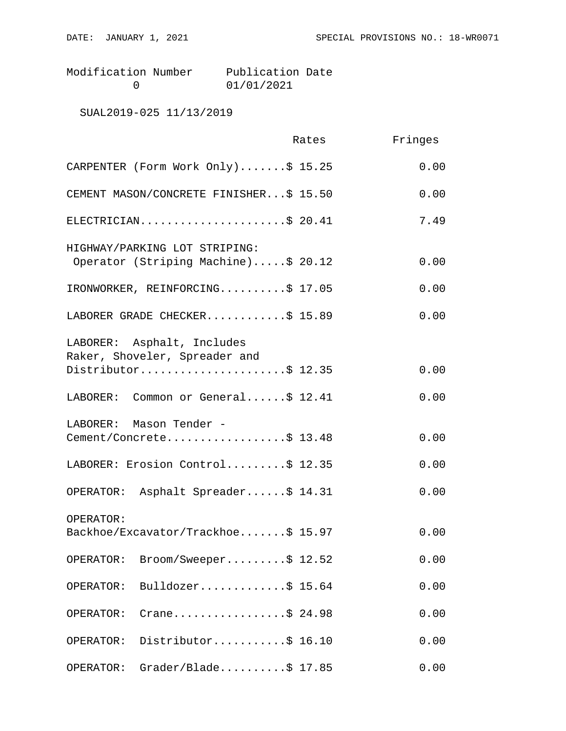Modification Number Publication Date
0 01/01/2021

SUAL2019-025 11/13/2019

| | Rates | Fringes |
|---|---|---|
| CARPENTER (Form Work Only) | $ 15.25 | 0.00 |
| CEMENT MASON/CONCRETE FINISHER | $ 15.50 | 0.00 |
| ELECTRICIAN | $ 20.41 | 7.49 |
| HIGHWAY/PARKING LOT STRIPING: Operator (Striping Machine) | $ 20.12 | 0.00 |
| IRONWORKER, REINFORCING | $ 17.05 | 0.00 |
| LABORER GRADE CHECKER | $ 15.89 | 0.00 |
| LABORER: Asphalt, Includes Raker, Shoveler, Spreader and Distributor | $ 12.35 | 0.00 |
| LABORER: Common or General | $ 12.41 | 0.00 |
| LABORER: Mason Tender - Cement/Concrete | $ 13.48 | 0.00 |
| LABORER: Erosion Control | $ 12.35 | 0.00 |
| OPERATOR: Asphalt Spreader | $ 14.31 | 0.00 |
| OPERATOR: Backhoe/Excavator/Trackhoe | $ 15.97 | 0.00 |
| OPERATOR: Broom/Sweeper | $ 12.52 | 0.00 |
| OPERATOR: Bulldozer | $ 15.64 | 0.00 |
| OPERATOR: Crane | $ 24.98 | 0.00 |
| OPERATOR: Distributor | $ 16.10 | 0.00 |
| OPERATOR: Grader/Blade | $ 17.85 | 0.00 |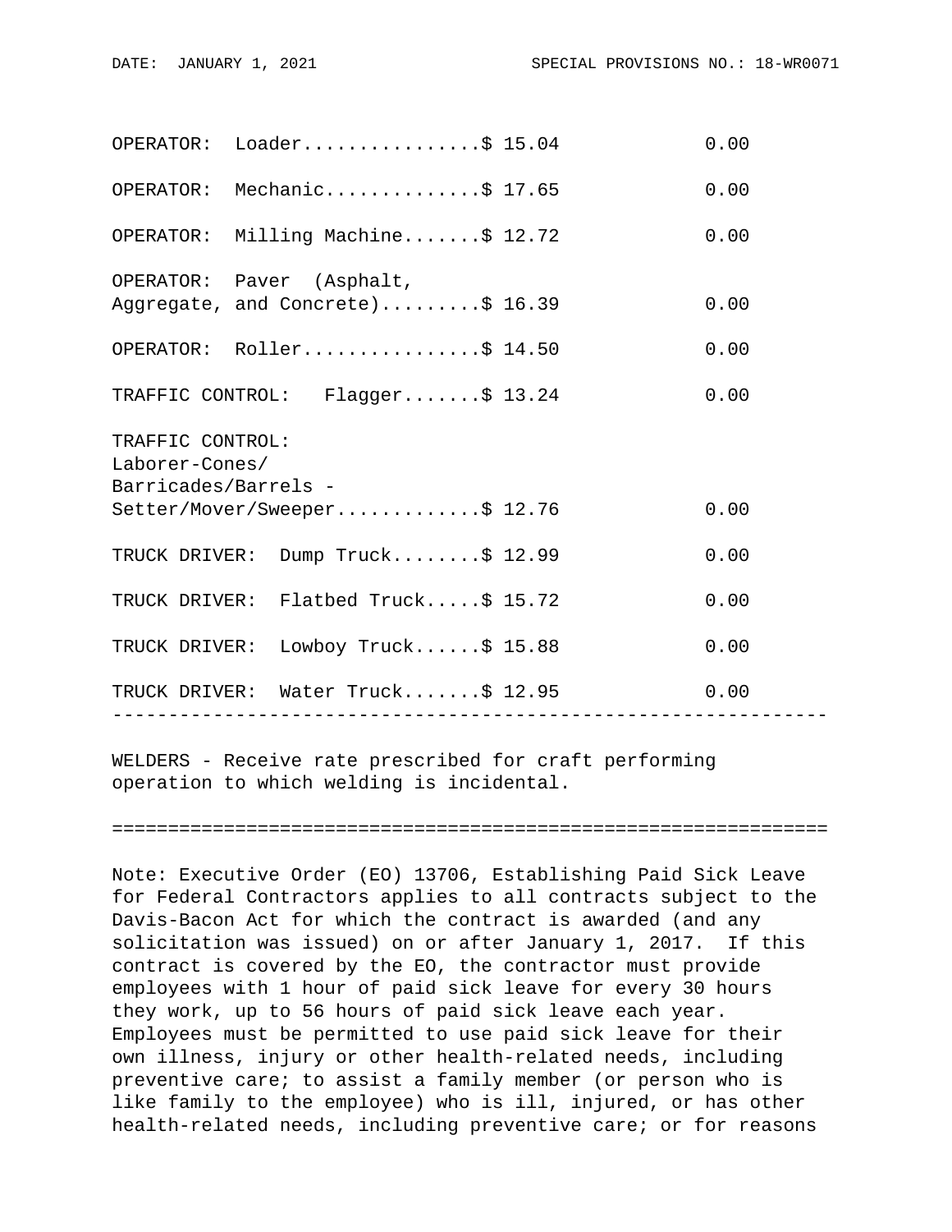| Classification | Rates | Fringes |
|---|---|---|
| OPERATOR: Loader | $ 15.04 | 0.00 |
| OPERATOR: Mechanic | $ 17.65 | 0.00 |
| OPERATOR: Milling Machine | $ 12.72 | 0.00 |
| OPERATOR: Paver (Asphalt, Aggregate, and Concrete) | $ 16.39 | 0.00 |
| OPERATOR: Roller | $ 14.50 | 0.00 |
| TRAFFIC CONTROL: Flagger | $ 13.24 | 0.00 |
| TRAFFIC CONTROL: Laborer-Cones/ Barricades/Barrels - Setter/Mover/Sweeper | $ 12.76 | 0.00 |
| TRUCK DRIVER: Dump Truck | $ 12.99 | 0.00 |
| TRUCK DRIVER: Flatbed Truck | $ 15.72 | 0.00 |
| TRUCK DRIVER: Lowboy Truck | $ 15.88 | 0.00 |
| TRUCK DRIVER: Water Truck | $ 12.95 | 0.00 |

---

WELDERS - Receive rate prescribed for craft performing operation to which welding is incidental.

---

Note: Executive Order (EO) 13706, Establishing Paid Sick Leave for Federal Contractors applies to all contracts subject to the Davis-Bacon Act for which the contract is awarded (and any solicitation was issued) on or after January 1, 2017. If this contract is covered by the EO, the contractor must provide employees with 1 hour of paid sick leave for every 30 hours they work, up to 56 hours of paid sick leave each year. Employees must be permitted to use paid sick leave for their own illness, injury or other health-related needs, including preventive care; to assist a family member (or person who is like family to the employee) who is ill, injured, or has other health-related needs, including preventive care; or for reasons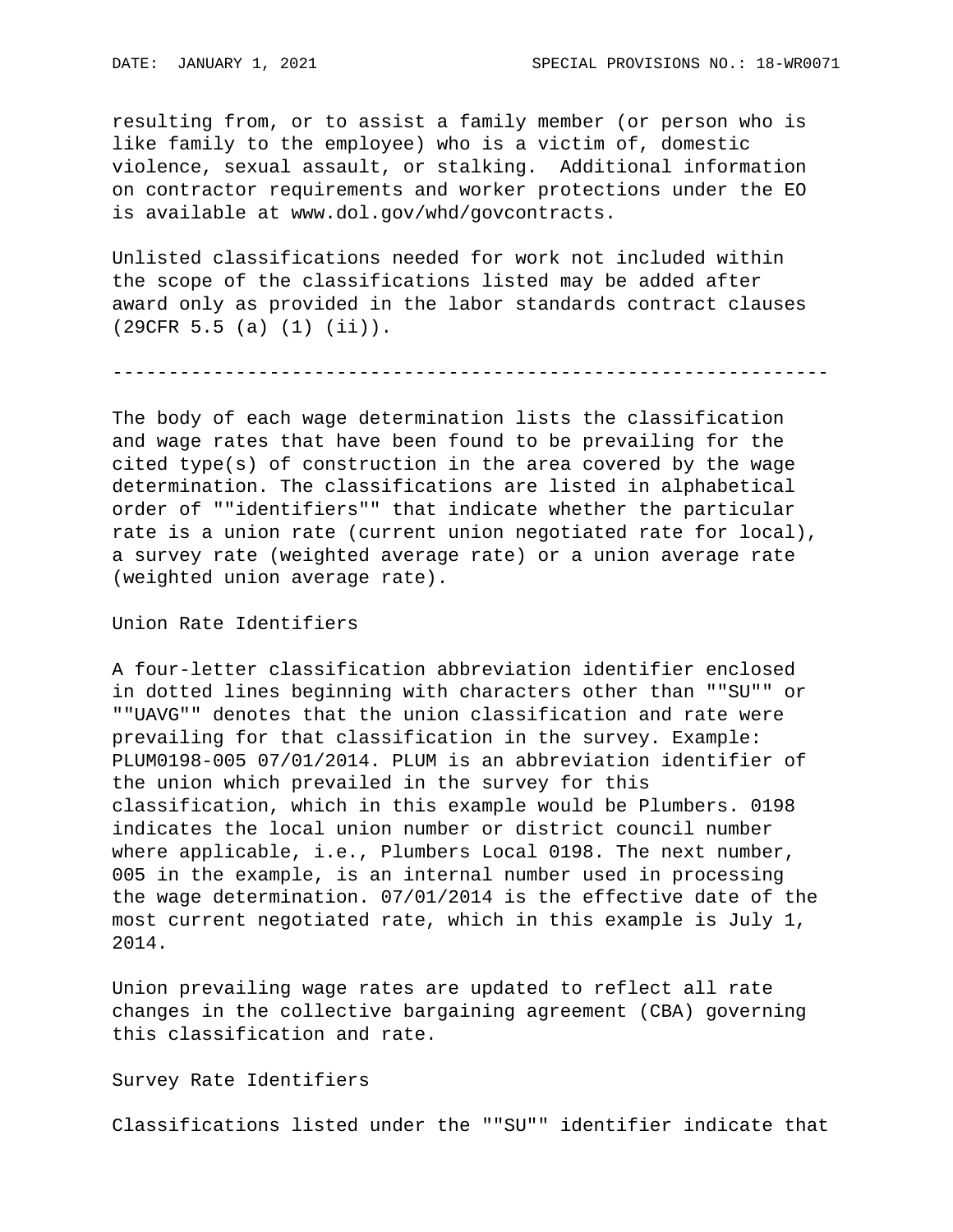resulting from, or to assist a family member (or person who is like family to the employee) who is a victim of, domestic violence, sexual assault, or stalking.  Additional information on contractor requirements and worker protections under the EO is available at www.dol.gov/whd/govcontracts.

Unlisted classifications needed for work not included within the scope of the classifications listed may be added after award only as provided in the labor standards contract clauses (29CFR 5.5 (a) (1) (ii)).

----------------------------------------------------------------

The body of each wage determination lists the classification and wage rates that have been found to be prevailing for the cited type(s) of construction in the area covered by the wage determination. The classifications are listed in alphabetical order of ""identifiers"" that indicate whether the particular rate is a union rate (current union negotiated rate for local), a survey rate (weighted average rate) or a union average rate (weighted union average rate).

Union Rate Identifiers

A four-letter classification abbreviation identifier enclosed in dotted lines beginning with characters other than ""SU"" or ""UAVG"" denotes that the union classification and rate were prevailing for that classification in the survey. Example: PLUM0198-005 07/01/2014. PLUM is an abbreviation identifier of the union which prevailed in the survey for this classification, which in this example would be Plumbers. 0198 indicates the local union number or district council number where applicable, i.e., Plumbers Local 0198. The next number, 005 in the example, is an internal number used in processing the wage determination. 07/01/2014 is the effective date of the most current negotiated rate, which in this example is July 1, 2014.

Union prevailing wage rates are updated to reflect all rate changes in the collective bargaining agreement (CBA) governing this classification and rate.

Survey Rate Identifiers

Classifications listed under the ""SU"" identifier indicate that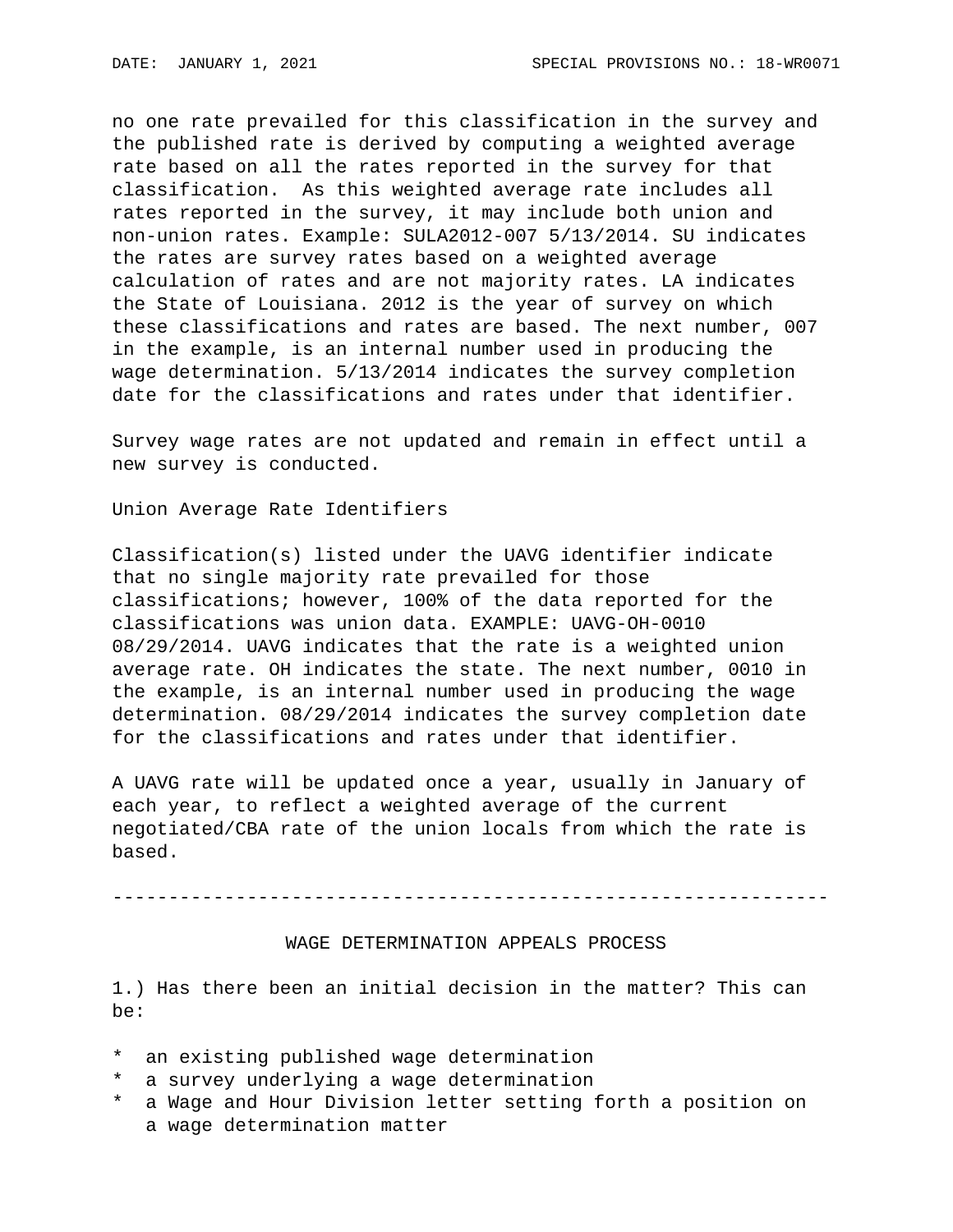no one rate prevailed for this classification in the survey and the published rate is derived by computing a weighted average rate based on all the rates reported in the survey for that classification. As this weighted average rate includes all rates reported in the survey, it may include both union and non-union rates. Example: SULA2012-007 5/13/2014. SU indicates the rates are survey rates based on a weighted average calculation of rates and are not majority rates. LA indicates the State of Louisiana. 2012 is the year of survey on which these classifications and rates are based. The next number, 007 in the example, is an internal number used in producing the wage determination. 5/13/2014 indicates the survey completion date for the classifications and rates under that identifier.

Survey wage rates are not updated and remain in effect until a new survey is conducted.

Union Average Rate Identifiers

Classification(s) listed under the UAVG identifier indicate that no single majority rate prevailed for those classifications; however, 100% of the data reported for the classifications was union data. EXAMPLE: UAVG-OH-0010 08/29/2014. UAVG indicates that the rate is a weighted union average rate. OH indicates the state. The next number, 0010 in the example, is an internal number used in producing the wage determination. 08/29/2014 indicates the survey completion date for the classifications and rates under that identifier.

A UAVG rate will be updated once a year, usually in January of each year, to reflect a weighted average of the current negotiated/CBA rate of the union locals from which the rate is based.

---

## WAGE DETERMINATION APPEALS PROCESS

1.) Has there been an initial decision in the matter? This can be:

* an existing published wage determination
* a survey underlying a wage determination
* a Wage and Hour Division letter setting forth a position on a wage determination matter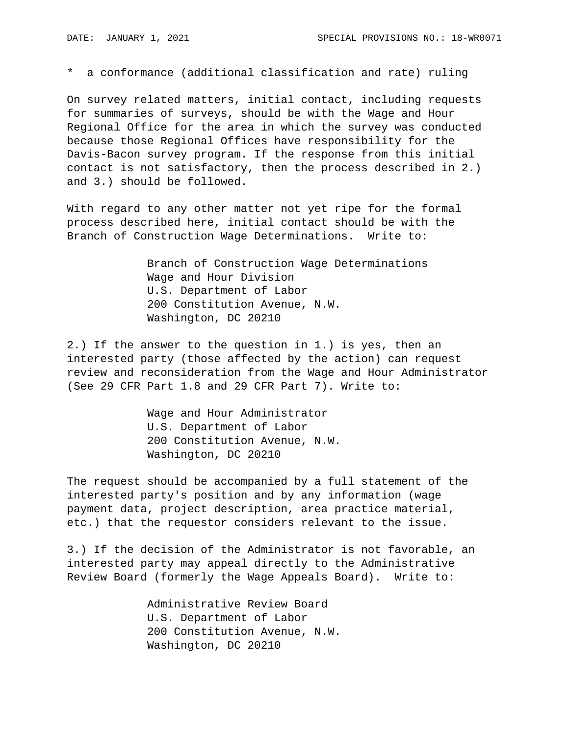* a conformance (additional classification and rate) ruling

On survey related matters, initial contact, including requests for summaries of surveys, should be with the Wage and Hour Regional Office for the area in which the survey was conducted because those Regional Offices have responsibility for the Davis-Bacon survey program. If the response from this initial contact is not satisfactory, then the process described in 2.) and 3.) should be followed.

With regard to any other matter not yet ripe for the formal process described here, initial contact should be with the Branch of Construction Wage Determinations. Write to:

Branch of Construction Wage Determinations
Wage and Hour Division
U.S. Department of Labor
200 Constitution Avenue, N.W.
Washington, DC 20210

2.) If the answer to the question in 1.) is yes, then an interested party (those affected by the action) can request review and reconsideration from the Wage and Hour Administrator (See 29 CFR Part 1.8 and 29 CFR Part 7). Write to:

Wage and Hour Administrator
U.S. Department of Labor
200 Constitution Avenue, N.W.
Washington, DC 20210

The request should be accompanied by a full statement of the interested party's position and by any information (wage payment data, project description, area practice material, etc.) that the requestor considers relevant to the issue.

3.) If the decision of the Administrator is not favorable, an interested party may appeal directly to the Administrative Review Board (formerly the Wage Appeals Board). Write to:

Administrative Review Board
U.S. Department of Labor
200 Constitution Avenue, N.W.
Washington, DC 20210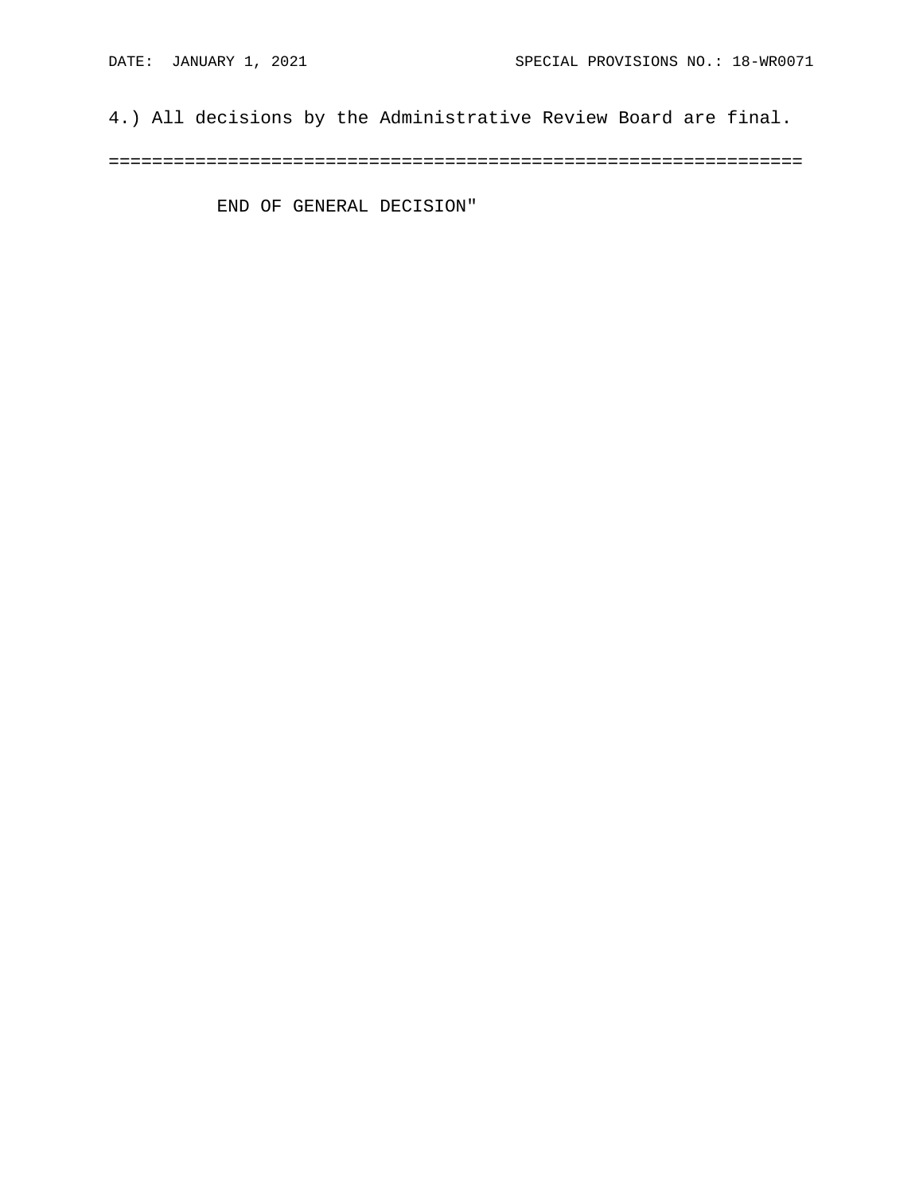4.) All decisions by the Administrative Review Board are final.

================================================================

END OF GENERAL DECISION"